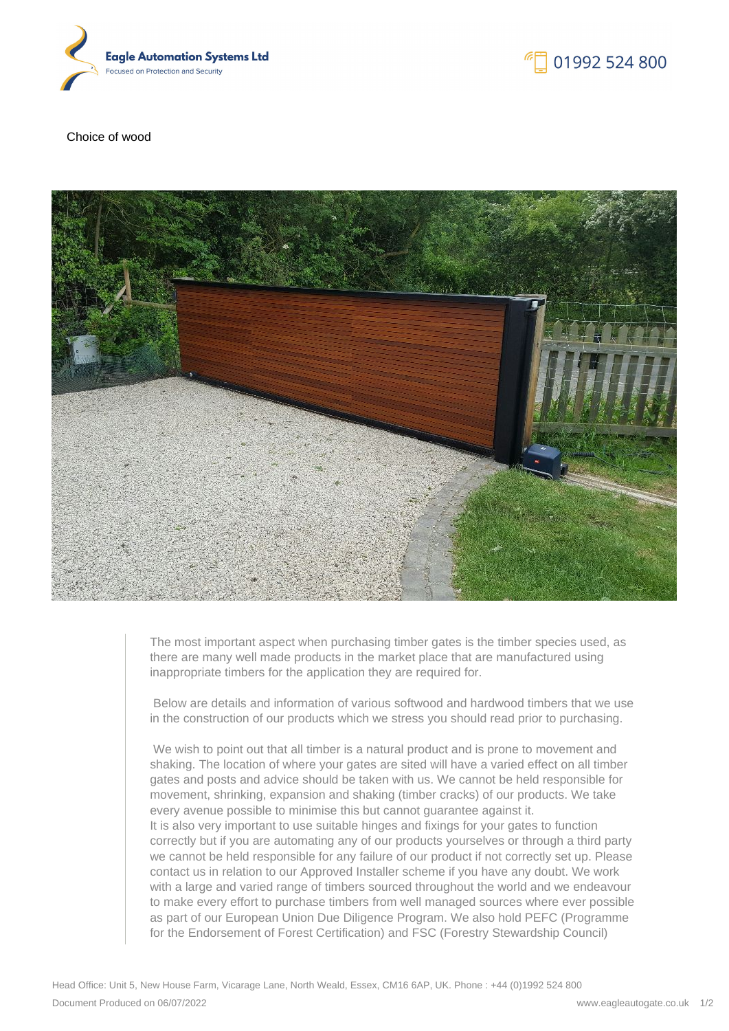Choice of wood

The most important aspect when purchasing timber gates is the timber species used, as there are many well made products in the market place that are manufactured using inappropriate timbers for the application they are required for.

Below are details and information of various softwood and hardwood timbers that we use in the construction of our products which we stress you should read prior to purchasing.

We wish to point out that all timber is a natural product and is prone to movement and shaking. The location of where your gates are sited will have a varied effect on all timber gates and posts and advice should be taken with us. We cannot be held responsible for movement, shrinking, expansion and shaking (timber cracks) of our products. We take every avenue possible to minimise this but cannot guarantee against it.
It is also very important to use suitable hinges and fixings for your gates to function correctly but if you are automating any of our products yourselves or through a third party we cannot be held responsible for any failure of our product if not correctly set up. Please contact us in relation to our Approved Installer scheme if you have any doubt. We work with a large and varied range of timbers sourced throughout the world and we endeavour to make every effort to purchase timbers from well managed sources where ever possible as part of our European Union Due Diligence Program. We also hold PEFC (Programme for the Endorsement of Forest Certification) and FSC (Forestry Stewardship Council)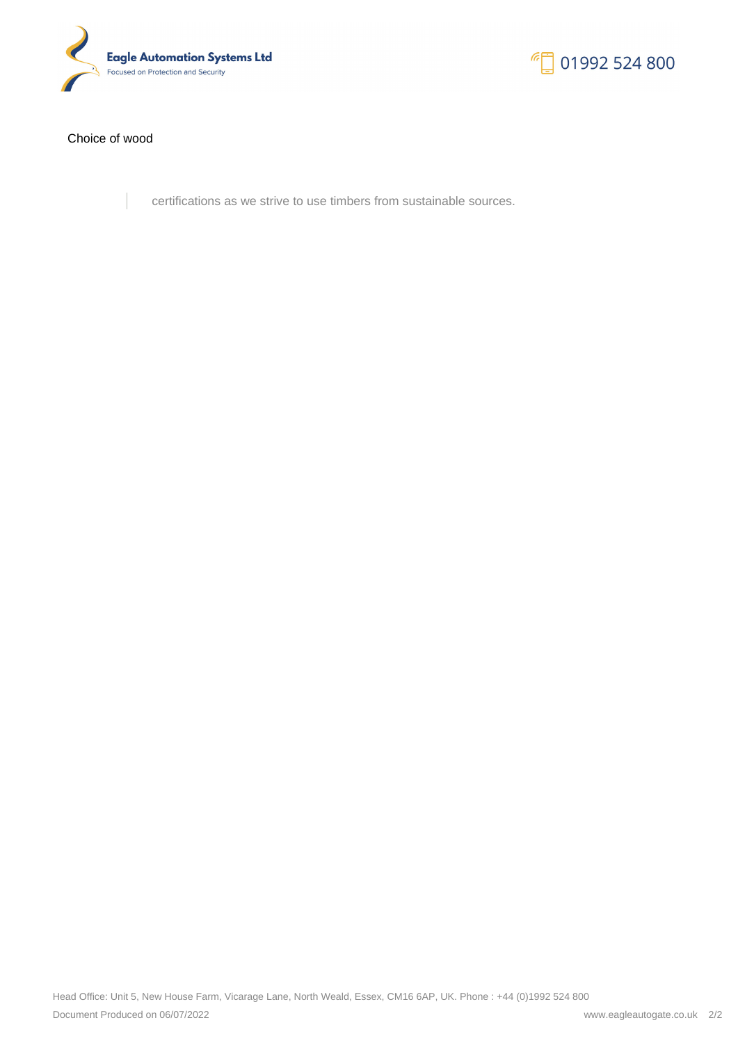Choice of wood

> certifications as we strive to use timbers from sustainable sources.